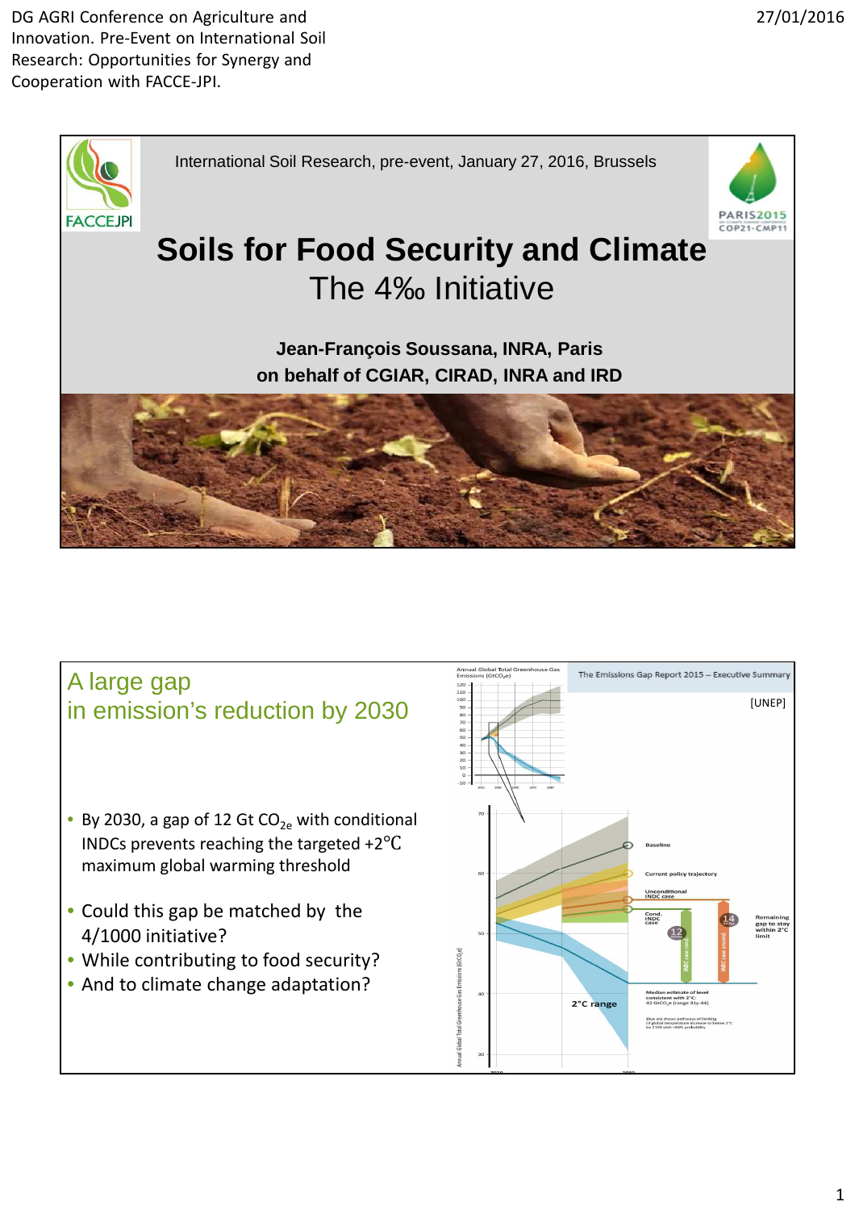DG AGRI Conference on Agriculture and Innovation. Pre-Event on International Soil Research: Opportunities for Synergy and Cooperation with FACCE-JPI.

27/01/2016

International Soil Research, pre-event, January 27, 2016, Brussels

# Soils for Food Security and Climate

## The 4‰ Initiative

**Jean-François Soussana, INRA, Paris**
**on behalf of CGIAR, CIRAD, INRA and IRD**

## A large gap in emission's reduction by 2030

- By 2030, a gap of 12 Gt $CO_{2e}$ with conditional INDCs prevents reaching the targeted +2°C maximum global warming threshold
- Could this gap be matched by the 4/1000 initiative?
- While contributing to food security?
- And to climate change adaptation?

The Emissions Gap Report 2015 – Executive Summary

[UNEP]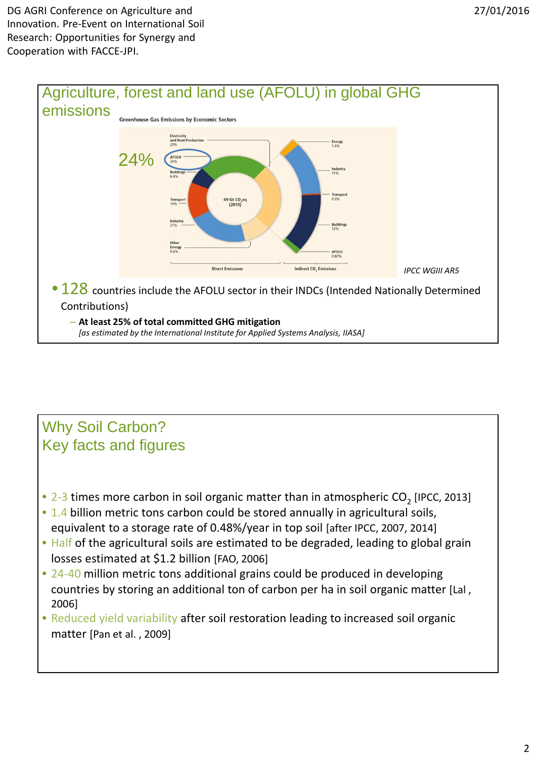## Agriculture, forest and land use (AFOLU) in global GHG emissions

Greenhouse Gas Emissions by Economic Sectors

24%

Electricity and Heat Production 25%
AFOLU 24%
Buildings 6.4%
Transport 14%
Industry 21%
Other Energy 9.6%

49 Gt $CO_2$eq (2010)

Energy 1.4%
Industry 11%
Transport 0.3%
Buildings 12%
AFOLU 0.87%

Direct Emissions — Indirect $CO_2$ Emissions

*IPCC WGIII AR5*

- 128 countries include the AFOLU sector in their INDCs (Intended Nationally Determined Contributions)
  - **At least 25% of total committed GHG mitigation**
    *[as estimated by the International Institute for Applied Systems Analysis, IIASA]*

## Why Soil Carbon? Key facts and figures

- 2-3 times more carbon in soil organic matter than in atmospheric $CO_2$ [IPCC, 2013]
- 1.4 billion metric tons carbon could be stored annually in agricultural soils, equivalent to a storage rate of 0.48%/year in top soil [after IPCC, 2007, 2014]
- Half of the agricultural soils are estimated to be degraded, leading to global grain losses estimated at $1.2 billion [FAO, 2006]
- 24-40 million metric tons additional grains could be produced in developing countries by storing an additional ton of carbon per ha in soil organic matter [Lal , 2006]
- Reduced yield variability after soil restoration leading to increased soil organic matter [Pan et al. , 2009]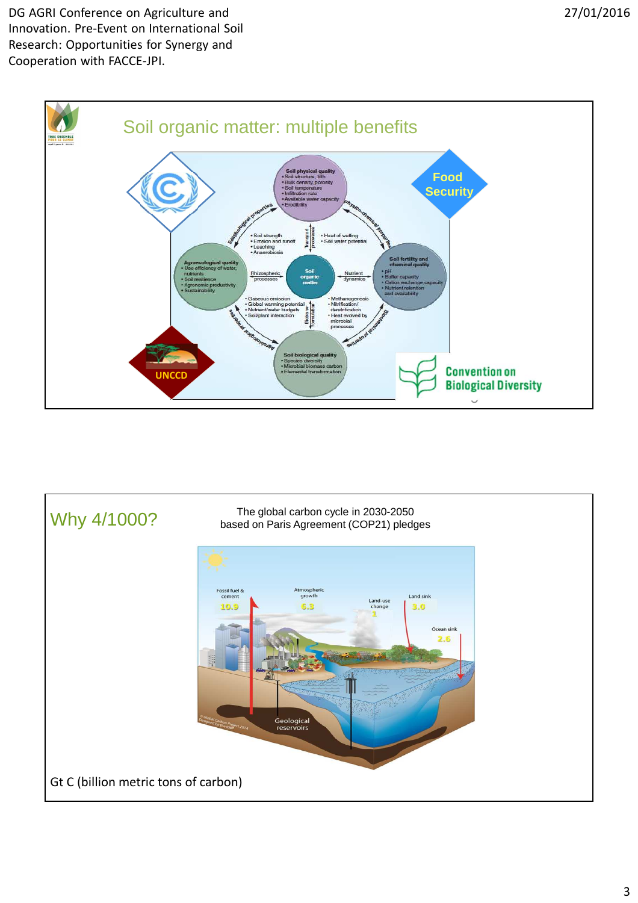DG AGRI Conference on Agriculture and Innovation. Pre-Event on International Soil Research: Opportunities for Synergy and Cooperation with FACCE-JPI.

27/01/2016

## Soil organic matter: multiple benefits

Food Security

**Soil physical quality**
- Soil structure, tilth
- Bulk density, porosity
- Soil temperature
- Infiltration rate
- Available water capacity
- Erodibility

Physico-chemical properties

**Soil fertility and chemical quality**
- pH
- Buffer capacity
- Cation exchange capacity
- Nutrient retention and availability

Biochemical properties

**Soil biological quality**
- Species diversity
- Microbial biomass carbon
- Elemental transformation

Agrobiological properties

**Agroecological quality**
- Use efficiency of water, nutrients
- Soil resilience
- Agronomic productivity
- Sustainability

Edaphological properties

**Soil organic matter**

- Soil strength
- Erosion and runoff
- Leaching
- Anaerobiosis

Transport processes

- Heat of wetting
- Soil water potential

Rhizospheric processes

Nutrient dynamics

- Gaseous emission
- Global warming potential
- Nutrient/water budgets
- Soil/plant interaction

Electron transformation

- Methanogenesis
- Nitrification/denitrification
- Heat evolved by microbial processes

UNCCD

Convention on Biological Diversity

## Why 4/1000?

The global carbon cycle in 2030-2050 based on Paris Agreement (COP21) pledges

Fossil fuel & cement: 10.9

Atmospheric growth: 6.3

Land-use change: 1

Land sink: 3.0

Ocean sink: 2.6

Geological reservoirs

© Global Carbon Project 2014, Designed by the IGBP

Gt C (billion metric tons of carbon)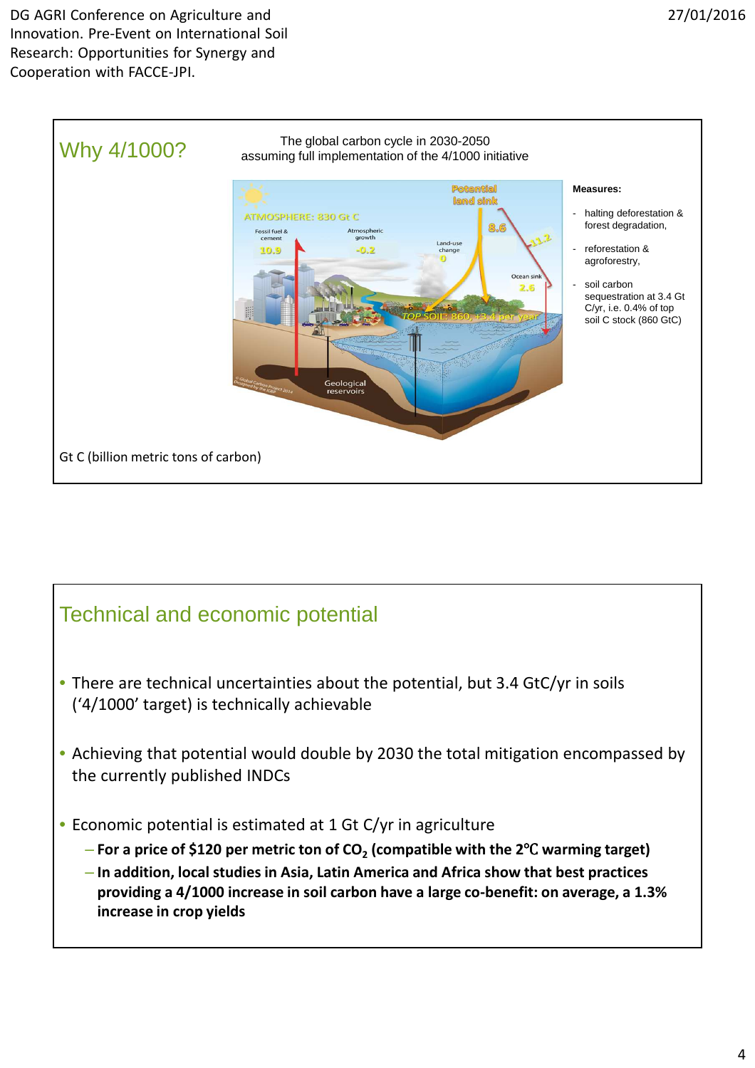## Why 4/1000?

The global carbon cycle in 2030-2050
assuming full implementation of the 4/1000 initiative

ATMOSPHERE: 830 Gt C

Fossil fuel & cement 10.9

Atmospheric growth -0.2

Land-use change 0

Potential land sink 8.6

11.2

Ocean sink 2.6

TOP SOIL: 860, +3.4 per year

Geological reservoirs

**Measures:**

- halting deforestation & forest degradation,
- reforestation & agroforestry,
- soil carbon sequestration at 3.4 Gt C/yr, i.e. 0.4% of top soil C stock (860 GtC)

Gt C (billion metric tons of carbon)

## Technical and economic potential

- There are technical uncertainties about the potential, but 3.4 GtC/yr in soils ('4/1000' target) is technically achievable
- Achieving that potential would double by 2030 the total mitigation encompassed by the currently published INDCs
- Economic potential is estimated at 1 Gt C/yr in agriculture
  - **For a price of $120 per metric ton of $CO_2$ (compatible with the 2℃ warming target)**
  - **In addition, local studies in Asia, Latin America and Africa show that best practices providing a 4/1000 increase in soil carbon have a large co-benefit: on average, a 1.3% increase in crop yields**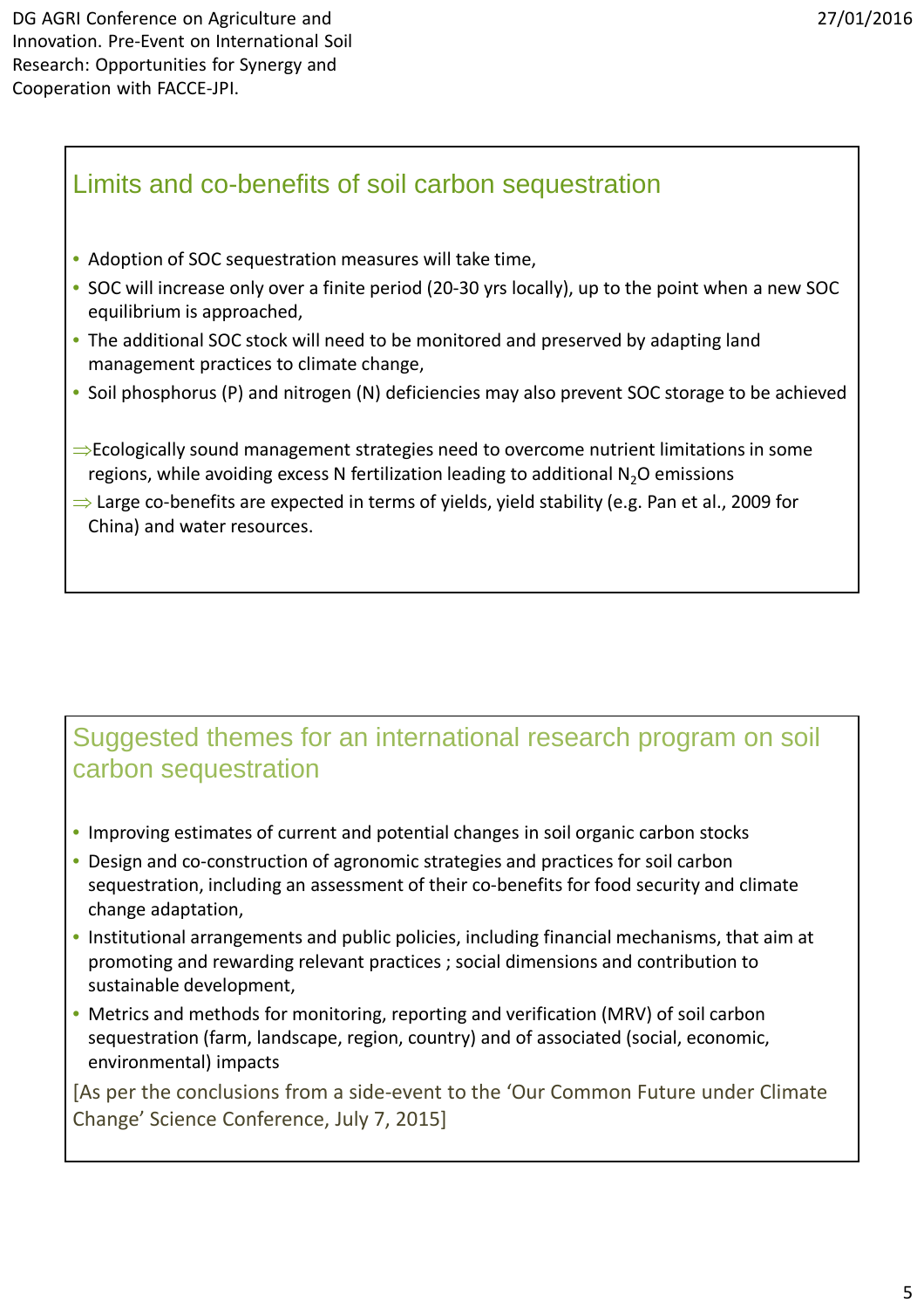## Limits and co-benefits of soil carbon sequestration

- Adoption of SOC sequestration measures will take time,
- SOC will increase only over a finite period (20-30 yrs locally), up to the point when a new SOC equilibrium is approached,
- The additional SOC stock will need to be monitored and preserved by adapting land management practices to climate change,
- Soil phosphorus (P) and nitrogen (N) deficiencies may also prevent SOC storage to be achieved

⇒Ecologically sound management strategies need to overcome nutrient limitations in some regions, while avoiding excess N fertilization leading to additional $N_2O$ emissions

⇒ Large co-benefits are expected in terms of yields, yield stability (e.g. Pan et al., 2009 for China) and water resources.

## Suggested themes for an international research program on soil carbon sequestration

- Improving estimates of current and potential changes in soil organic carbon stocks
- Design and co-construction of agronomic strategies and practices for soil carbon sequestration, including an assessment of their co-benefits for food security and climate change adaptation,
- Institutional arrangements and public policies, including financial mechanisms, that aim at promoting and rewarding relevant practices ; social dimensions and contribution to sustainable development,
- Metrics and methods for monitoring, reporting and verification (MRV) of soil carbon sequestration (farm, landscape, region, country) and of associated (social, economic, environmental) impacts

[As per the conclusions from a side-event to the 'Our Common Future under Climate Change' Science Conference, July 7, 2015]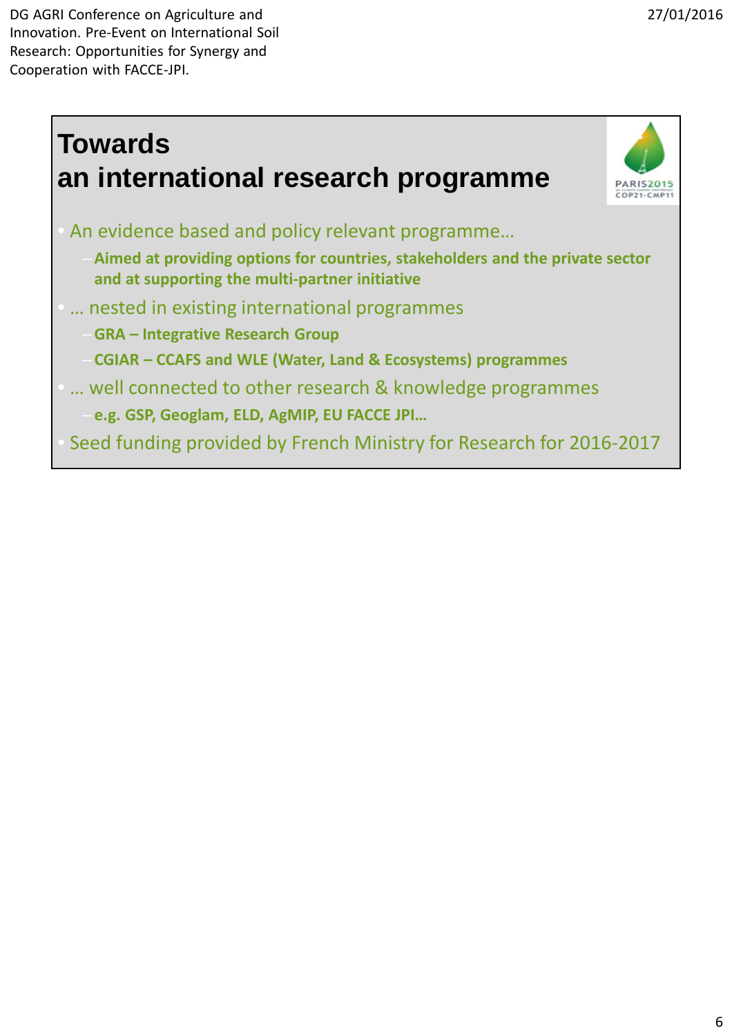# Towards an international research programme

- An evidence based and policy relevant programme…
  - **Aimed at providing options for countries, stakeholders and the private sector and at supporting the multi-partner initiative**
- … nested in existing international programmes
  - **GRA – Integrative Research Group**
  - **CGIAR – CCAFS and WLE (Water, Land & Ecosystems) programmes**
- … well connected to other research & knowledge programmes
  - **e.g. GSP, Geoglam, ELD, AgMIP, EU FACCE JPI…**
- Seed funding provided by French Ministry for Research for 2016-2017